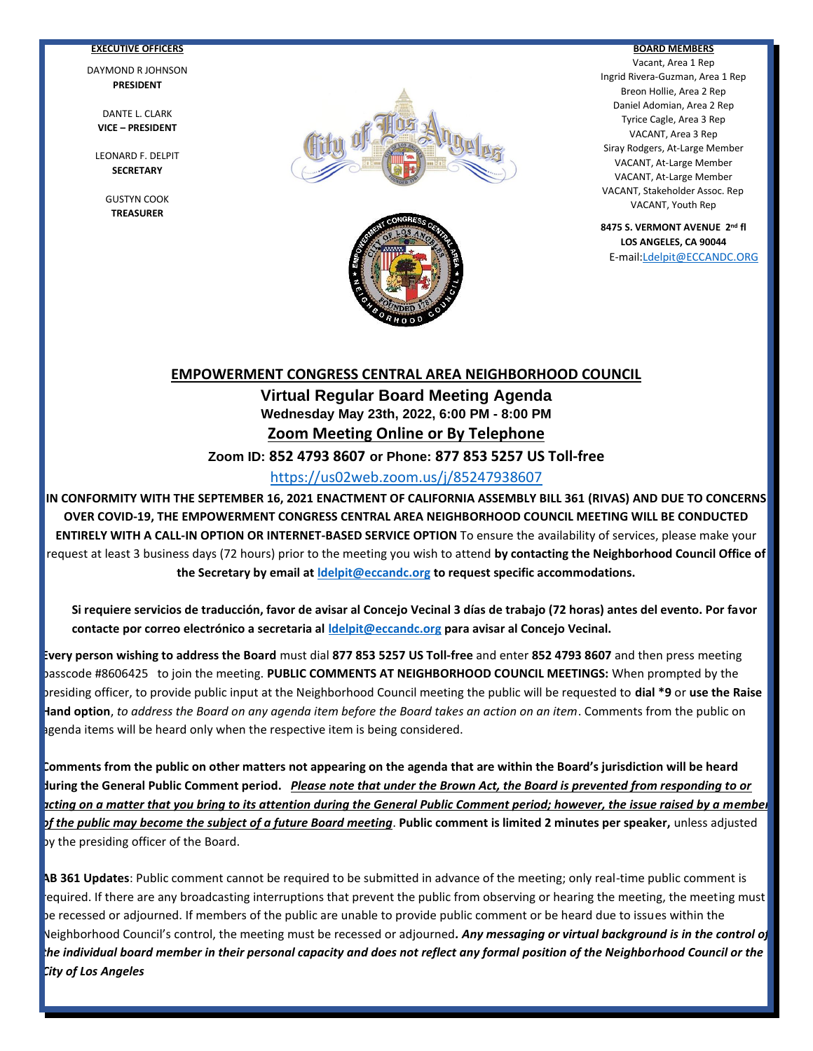**EXECUTIVE OFFICERS**

DAYMOND R JOHNSON
**PRESIDENT**

DANTE L. CLARK
**VICE – PRESIDENT**

LEONARD F. DELPIT
**SECRETARY**

GUSTYN COOK
**TREASURER**

**BOARD MEMBERS**

Vacant, Area 1 Rep
Ingrid Rivera-Guzman, Area 1 Rep
Breon Hollie, Area 2 Rep
Daniel Adomian, Area 2 Rep
Tyrice Cagle, Area 3 Rep
VACANT, Area 3 Rep
Siray Rodgers, At-Large Member
VACANT, At-Large Member
VACANT, At-Large Member
VACANT, Stakeholder Assoc. Rep
VACANT, Youth Rep

**8475 S. VERMONT AVENUE 2nd fl**
**LOS ANGELES, CA 90044**
E-mail: Ldelpit@ECCANDC.ORG

# EMPOWERMENT CONGRESS CENTRAL AREA NEIGHBORHOOD COUNCIL

## Virtual Regular Board Meeting Agenda

**Wednesday May 23th, 2022, 6:00 PM - 8:00 PM**

**Zoom Meeting Online or By Telephone**

**Zoom ID: 852 4793 8607 or Phone: 877 853 5257 US Toll-free**

https://us02web.zoom.us/j/85247938607

**IN CONFORMITY WITH THE SEPTEMBER 16, 2021 ENACTMENT OF CALIFORNIA ASSEMBLY BILL 361 (RIVAS) AND DUE TO CONCERNS OVER COVID-19, THE EMPOWERMENT CONGRESS CENTRAL AREA NEIGHBORHOOD COUNCIL MEETING WILL BE CONDUCTED ENTIRELY WITH A CALL-IN OPTION OR INTERNET-BASED SERVICE OPTION** To ensure the availability of services, please make your request at least 3 business days (72 hours) prior to the meeting you wish to attend **by contacting the Neighborhood Council Office of the Secretary by email at ldelpit@eccandc.org to request specific accommodations.**

**Si requiere servicios de traducción, favor de avisar al Concejo Vecinal 3 días de trabajo (72 horas) antes del evento. Por favor contacte por correo electrónico a secretaria al ldelpit@eccandc.org para avisar al Concejo Vecinal.**

**Every person wishing to address the Board** must dial **877 853 5257 US Toll-free** and enter **852 4793 8607** and then press meeting passcode #8606425 to join the meeting. **PUBLIC COMMENTS AT NEIGHBORHOOD COUNCIL MEETINGS:** When prompted by the presiding officer, to provide public input at the Neighborhood Council meeting the public will be requested to **dial \*9** or **use the Raise Hand option**, *to address the Board on any agenda item before the Board takes an action on an item*. Comments from the public on agenda items will be heard only when the respective item is being considered.

**Comments from the public on other matters not appearing on the agenda that are within the Board's jurisdiction will be heard during the General Public Comment period.** ***Please note that under the Brown Act, the Board is prevented from responding to or acting on a matter that you bring to its attention during the General Public Comment period; however, the issue raised by a member of the public may become the subject of a future Board meeting***. **Public comment is limited 2 minutes per speaker,** unless adjusted by the presiding officer of the Board.

**AB 361 Updates**: Public comment cannot be required to be submitted in advance of the meeting; only real-time public comment is required. If there are any broadcasting interruptions that prevent the public from observing or hearing the meeting, the meeting must be recessed or adjourned. If members of the public are unable to provide public comment or be heard due to issues within the Neighborhood Council's control, the meeting must be recessed or adjourned***. Any messaging or virtual background is in the control of the individual board member in their personal capacity and does not reflect any formal position of the Neighborhood Council or the City of Los Angeles***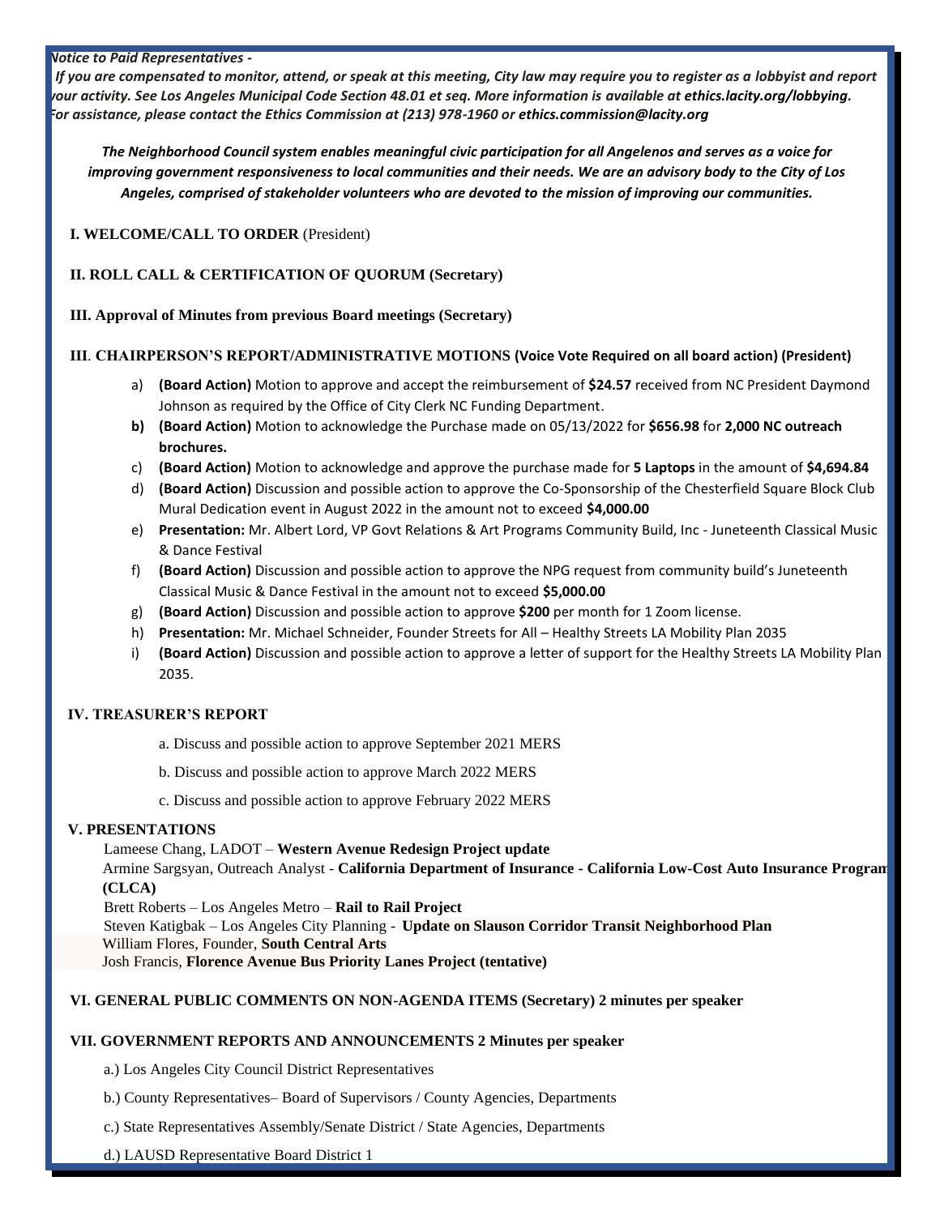*Notice to Paid Representatives -*

*If you are compensated to monitor, attend, or speak at this meeting, City law may require you to register as a lobbyist and report your activity. See Los Angeles Municipal Code Section 48.01 et seq. More information is available at* ***ethics.lacity.org/lobbying.*** *For assistance, please contact the Ethics Commission at (213) 978-1960 or* ***ethics.commission@lacity.org***

***The Neighborhood Council system enables meaningful civic participation for all Angelenos and serves as a voice for improving government responsiveness to local communities and their needs. We are an advisory body to the City of Los Angeles, comprised of stakeholder volunteers who are devoted to the mission of improving our communities.***

**I. WELCOME/CALL TO ORDER** (President)

**II. ROLL CALL & CERTIFICATION OF QUORUM (Secretary)**

**III. Approval of Minutes from previous Board meetings (Secretary)**

**III. CHAIRPERSON'S REPORT/ADMINISTRATIVE MOTIONS (Voice Vote Required on all board action) (President)**

a) **(Board Action)** Motion to approve and accept the reimbursement of **$24.57** received from NC President Daymond Johnson as required by the Office of City Clerk NC Funding Department.

**b) (Board Action)** Motion to acknowledge the Purchase made on 05/13/2022 for **$656.98** for **2,000 NC outreach brochures.**

c) **(Board Action)** Motion to acknowledge and approve the purchase made for **5 Laptops** in the amount of **$4,694.84**

d) **(Board Action)** Discussion and possible action to approve the Co-Sponsorship of the Chesterfield Square Block Club Mural Dedication event in August 2022 in the amount not to exceed **$4,000.00**

e) **Presentation:** Mr. Albert Lord, VP Govt Relations & Art Programs Community Build, Inc - Juneteenth Classical Music & Dance Festival

f) **(Board Action)** Discussion and possible action to approve the NPG request from community build's Juneteenth Classical Music & Dance Festival in the amount not to exceed **$5,000.00**

g) **(Board Action)** Discussion and possible action to approve **$200** per month for 1 Zoom license.

h) **Presentation:** Mr. Michael Schneider, Founder Streets for All – Healthy Streets LA Mobility Plan 2035

i) **(Board Action)** Discussion and possible action to approve a letter of support for the Healthy Streets LA Mobility Plan 2035.

**IV. TREASURER'S REPORT**

a. Discuss and possible action to approve September 2021 MERS

b. Discuss and possible action to approve March 2022 MERS

c. Discuss and possible action to approve February 2022 MERS

**V. PRESENTATIONS**

Lameese Chang, LADOT – **Western Avenue Redesign Project update**

Armine Sargsyan, Outreach Analyst - **California Department of Insurance - California Low-Cost Auto Insurance Program (CLCA)**

Brett Roberts – Los Angeles Metro – **Rail to Rail Project**

Steven Katigbak – Los Angeles City Planning - **Update on Slauson Corridor Transit Neighborhood Plan**

William Flores, Founder, **South Central Arts**

Josh Francis, **Florence Avenue Bus Priority Lanes Project (tentative)**

**VI. GENERAL PUBLIC COMMENTS ON NON-AGENDA ITEMS (Secretary) 2 minutes per speaker**

**VII. GOVERNMENT REPORTS AND ANNOUNCEMENTS 2 Minutes per speaker**

a.) Los Angeles City Council District Representatives

b.) County Representatives– Board of Supervisors / County Agencies, Departments

c.) State Representatives Assembly/Senate District / State Agencies, Departments

d.) LAUSD Representative Board District 1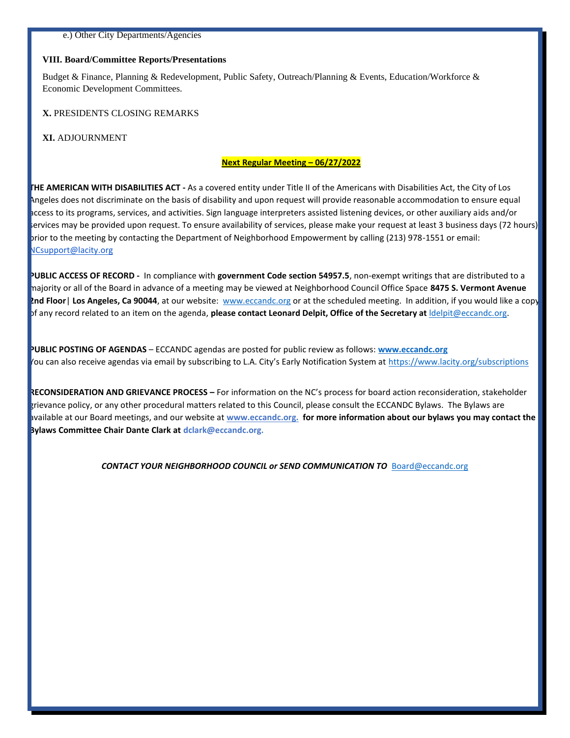e.) Other City Departments/Agencies

**VIII. Board/Committee Reports/Presentations**

Budget & Finance, Planning & Redevelopment, Public Safety, Outreach/Planning & Events, Education/Workforce & Economic Development Committees.

**X.** PRESIDENTS CLOSING REMARKS

**XI.** ADJOURNMENT

**Next Regular Meeting – 06/27/2022**

**THE AMERICAN WITH DISABILITIES ACT -** As a covered entity under Title II of the Americans with Disabilities Act, the City of Los Angeles does not discriminate on the basis of disability and upon request will provide reasonable accommodation to ensure equal access to its programs, services, and activities. Sign language interpreters assisted listening devices, or other auxiliary aids and/or services may be provided upon request. To ensure availability of services, please make your request at least 3 business days (72 hours) prior to the meeting by contacting the Department of Neighborhood Empowerment by calling (213) 978-1551 or email: NCsupport@lacity.org

**PUBLIC ACCESS OF RECORD -** In compliance with **government Code section 54957.5**, non-exempt writings that are distributed to a majority or all of the Board in advance of a meeting may be viewed at Neighborhood Council Office Space **8475 S. Vermont Avenue 2nd Floor| Los Angeles, Ca 90044**, at our website: www.eccandc.org or at the scheduled meeting. In addition, if you would like a copy of any record related to an item on the agenda, **please contact Leonard Delpit, Office of the Secretary at** ldelpit@eccandc.org.

**PUBLIC POSTING OF AGENDAS** – ECCANDC agendas are posted for public review as follows: **www.eccandc.org**
You can also receive agendas via email by subscribing to L.A. City's Early Notification System at https://www.lacity.org/subscriptions

**RECONSIDERATION AND GRIEVANCE PROCESS –** For information on the NC's process for board action reconsideration, stakeholder grievance policy, or any other procedural matters related to this Council, please consult the ECCANDC Bylaws. The Bylaws are available at our Board meetings, and our website at **www.eccandc.org. for more information about our bylaws you may contact the Bylaws Committee Chair Dante Clark at dclark@eccandc.org.**

***CONTACT YOUR NEIGHBORHOOD COUNCIL or SEND COMMUNICATION TO*** Board@eccandc.org